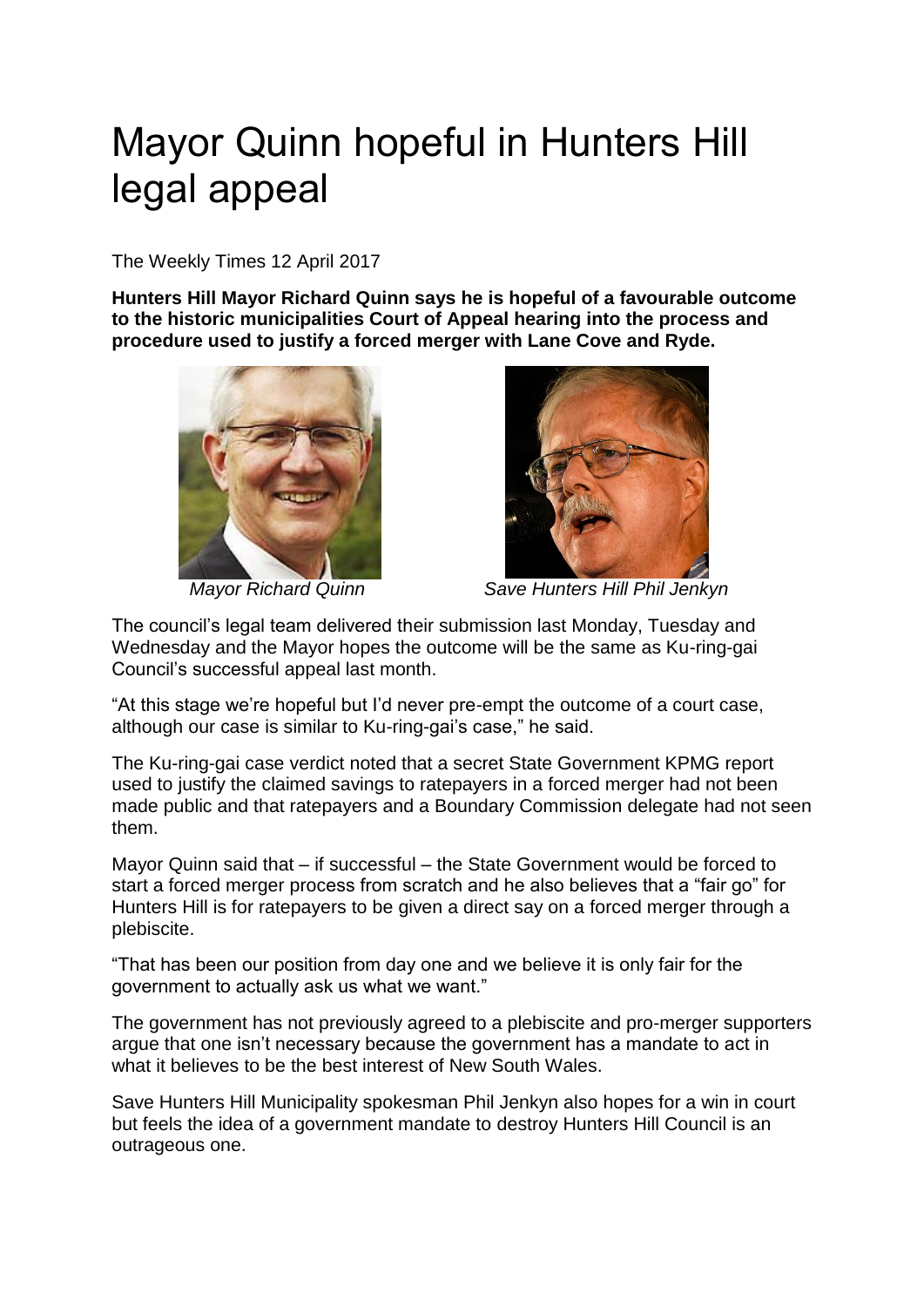# Mayor Quinn hopeful in Hunters Hill legal appeal

The Weekly Times 12 April 2017

**Hunters Hill Mayor Richard Quinn says he is hopeful of a favourable outcome to the historic municipalities Court of Appeal hearing into the process and procedure used to justify a forced merger with Lane Cove and Ryde.**

*Mayor Richard Quinn*

*Save Hunters Hill Phil Jenkyn*

The council's legal team delivered their submission last Monday, Tuesday and Wednesday and the Mayor hopes the outcome will be the same as Ku-ring-gai Council's successful appeal last month.

"At this stage we're hopeful but I'd never pre-empt the outcome of a court case, although our case is similar to Ku-ring-gai's case," he said.

The Ku-ring-gai case verdict noted that a secret State Government KPMG report used to justify the claimed savings to ratepayers in a forced merger had not been made public and that ratepayers and a Boundary Commission delegate had not seen them.

Mayor Quinn said that – if successful – the State Government would be forced to start a forced merger process from scratch and he also believes that a "fair go" for Hunters Hill is for ratepayers to be given a direct say on a forced merger through a plebiscite.

"That has been our position from day one and we believe it is only fair for the government to actually ask us what we want."

The government has not previously agreed to a plebiscite and pro-merger supporters argue that one isn't necessary because the government has a mandate to act in what it believes to be the best interest of New South Wales.

Save Hunters Hill Municipality spokesman Phil Jenkyn also hopes for a win in court but feels the idea of a government mandate to destroy Hunters Hill Council is an outrageous one.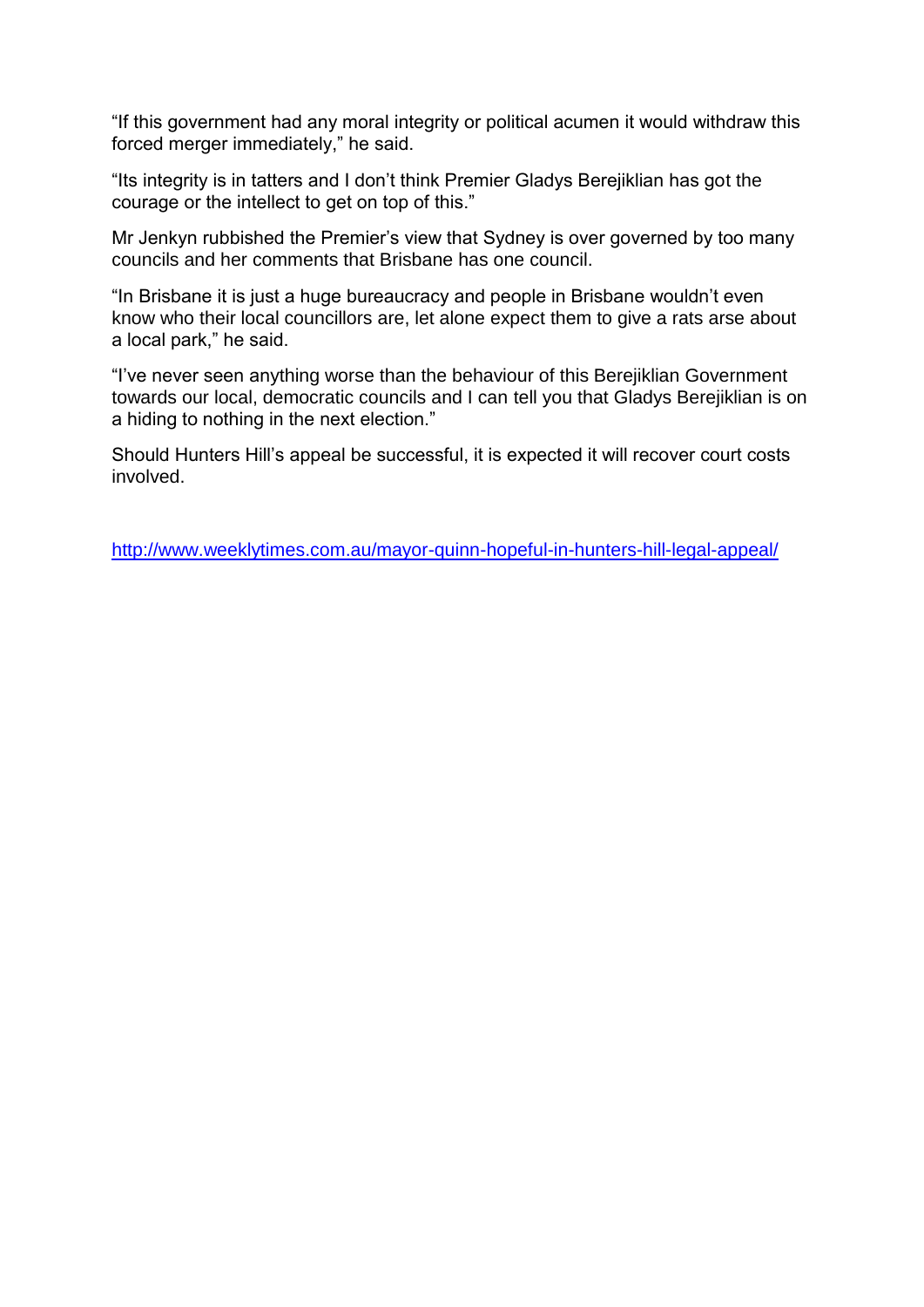"If this government had any moral integrity or political acumen it would withdraw this forced merger immediately," he said.

"Its integrity is in tatters and I don't think Premier Gladys Berejiklian has got the courage or the intellect to get on top of this."

Mr Jenkyn rubbished the Premier's view that Sydney is over governed by too many councils and her comments that Brisbane has one council.

"In Brisbane it is just a huge bureaucracy and people in Brisbane wouldn't even know who their local councillors are, let alone expect them to give a rats arse about a local park," he said.

"I've never seen anything worse than the behaviour of this Berejiklian Government towards our local, democratic councils and I can tell you that Gladys Berejiklian is on a hiding to nothing in the next election."

Should Hunters Hill's appeal be successful, it is expected it will recover court costs involved.

http://www.weeklytimes.com.au/mayor-quinn-hopeful-in-hunters-hill-legal-appeal/